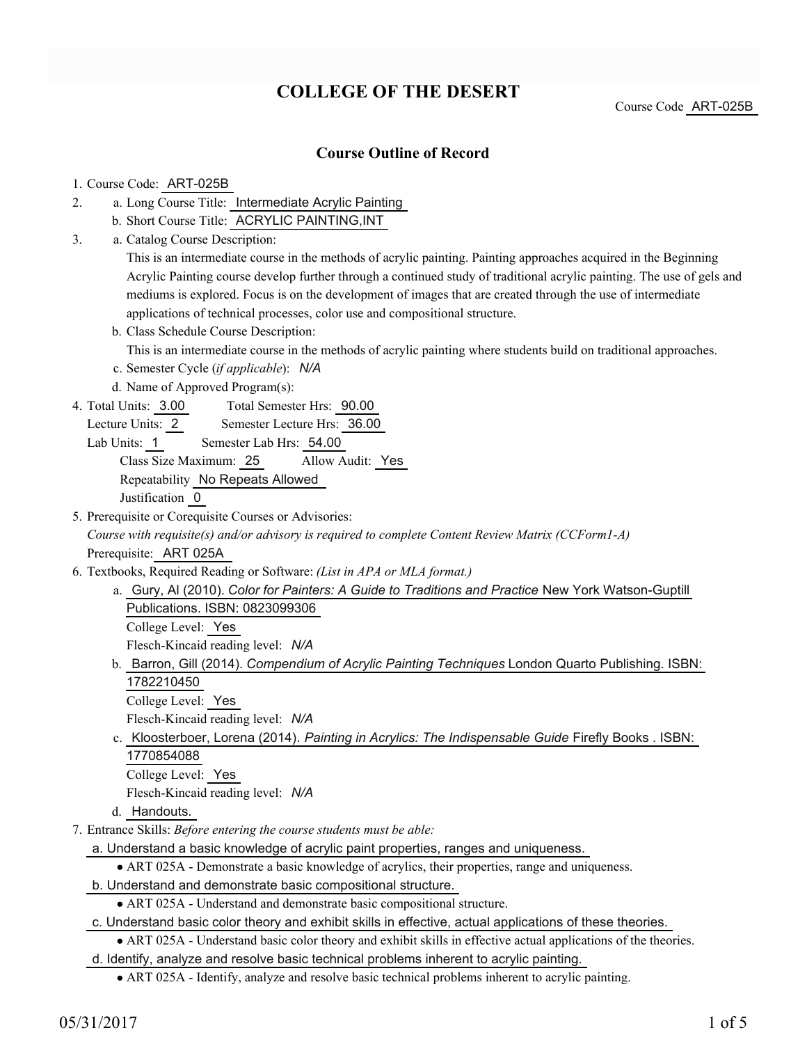# COLLEGE OF THE DESERT

Course Code ART-025B

## Course Outline of Record

1. Course Code: ART-025B
2. a. Long Course Title: Intermediate Acrylic Painting
   b. Short Course Title: ACRYLIC PAINTING,INT
3. a. Catalog Course Description:
   This is an intermediate course in the methods of acrylic painting. Painting approaches acquired in the Beginning Acrylic Painting course develop further through a continued study of traditional acrylic painting. The use of gels and mediums is explored. Focus is on the development of images that are created through the use of intermediate applications of technical processes, color use and compositional structure.
   b. Class Schedule Course Description:
   This is an intermediate course in the methods of acrylic painting where students build on traditional approaches.
   c. Semester Cycle (*if applicable*): *N/A*
   d. Name of Approved Program(s):
4. Total Units: 3.00 Total Semester Hrs: 90.00
   Lecture Units: 2 Semester Lecture Hrs: 36.00
   Lab Units: 1 Semester Lab Hrs: 54.00
   Class Size Maximum: 25 Allow Audit: Yes
   Repeatability No Repeats Allowed
   Justification 0
5. Prerequisite or Corequisite Courses or Advisories:
   *Course with requisite(s) and/or advisory is required to complete Content Review Matrix (CCForm1-A)*
   Prerequisite: ART 025A
6. Textbooks, Required Reading or Software: *(List in APA or MLA format.)*
   a. Gury, Al (2010). *Color for Painters: A Guide to Traditions and Practice* New York Watson-Guptill Publications. ISBN: 0823099306
   College Level: Yes
   Flesch-Kincaid reading level: *N/A*
   b. Barron, Gill (2014). *Compendium of Acrylic Painting Techniques* London Quarto Publishing. ISBN: 1782210450
   College Level: Yes
   Flesch-Kincaid reading level: *N/A*
   c. Kloosterboer, Lorena (2014). *Painting in Acrylics: The Indispensable Guide* Firefly Books . ISBN: 1770854088
   College Level: Yes
   Flesch-Kincaid reading level: *N/A*
   d. Handouts.
7. Entrance Skills: *Before entering the course students must be able:*
   a. Understand a basic knowledge of acrylic paint properties, ranges and uniqueness.
      - ART 025A - Demonstrate a basic knowledge of acrylics, their properties, range and uniqueness.
   b. Understand and demonstrate basic compositional structure.
      - ART 025A - Understand and demonstrate basic compositional structure.
   c. Understand basic color theory and exhibit skills in effective, actual applications of these theories.
      - ART 025A - Understand basic color theory and exhibit skills in effective actual applications of the theories.
   d. Identify, analyze and resolve basic technical problems inherent to acrylic painting.
      - ART 025A - Identify, analyze and resolve basic technical problems inherent to acrylic painting.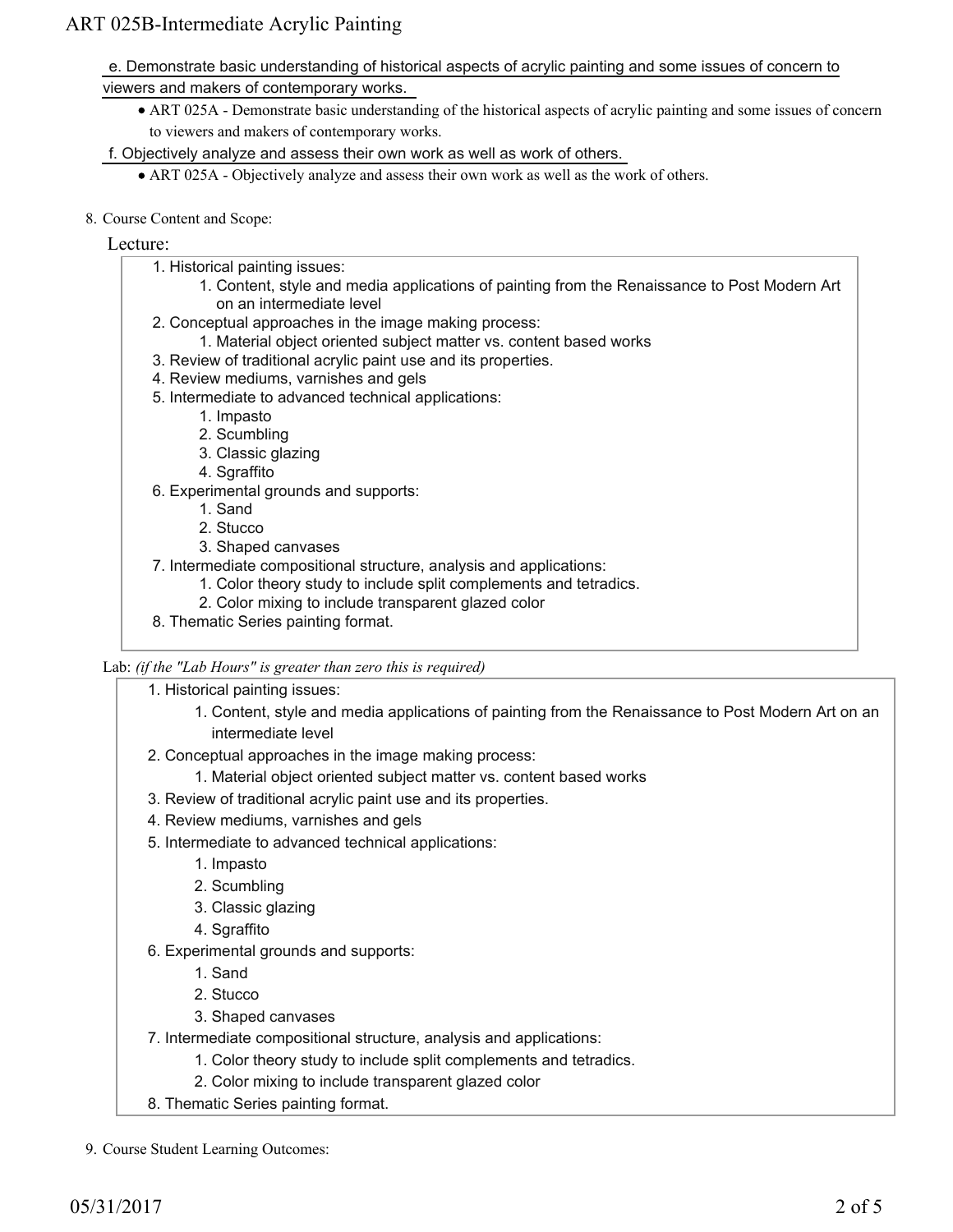e. Demonstrate basic understanding of historical aspects of acrylic painting and some issues of concern to viewers and makers of contemporary works.

- ART 025A - Demonstrate basic understanding of the historical aspects of acrylic painting and some issues of concern to viewers and makers of contemporary works.

f. Objectively analyze and assess their own work as well as work of others.

- ART 025A - Objectively analyze and assess their own work as well as the work of others.

8. Course Content and Scope:

Lecture:

1. Historical painting issues:
   1. Content, style and media applications of painting from the Renaissance to Post Modern Art on an intermediate level
2. Conceptual approaches in the image making process:
   1. Material object oriented subject matter vs. content based works
3. Review of traditional acrylic paint use and its properties.
4. Review mediums, varnishes and gels
5. Intermediate to advanced technical applications:
   1. Impasto
   2. Scumbling
   3. Classic glazing
   4. Sgraffito
6. Experimental grounds and supports:
   1. Sand
   2. Stucco
   3. Shaped canvases
7. Intermediate compositional structure, analysis and applications:
   1. Color theory study to include split complements and tetradics.
   2. Color mixing to include transparent glazed color
8. Thematic Series painting format.

Lab: *(if the "Lab Hours" is greater than zero this is required)*

1. Historical painting issues:
   1. Content, style and media applications of painting from the Renaissance to Post Modern Art on an intermediate level
2. Conceptual approaches in the image making process:
   1. Material object oriented subject matter vs. content based works
3. Review of traditional acrylic paint use and its properties.
4. Review mediums, varnishes and gels
5. Intermediate to advanced technical applications:
   1. Impasto
   2. Scumbling
   3. Classic glazing
   4. Sgraffito
6. Experimental grounds and supports:
   1. Sand
   2. Stucco
   3. Shaped canvases
7. Intermediate compositional structure, analysis and applications:
   1. Color theory study to include split complements and tetradics.
   2. Color mixing to include transparent glazed color
8. Thematic Series painting format.

9. Course Student Learning Outcomes: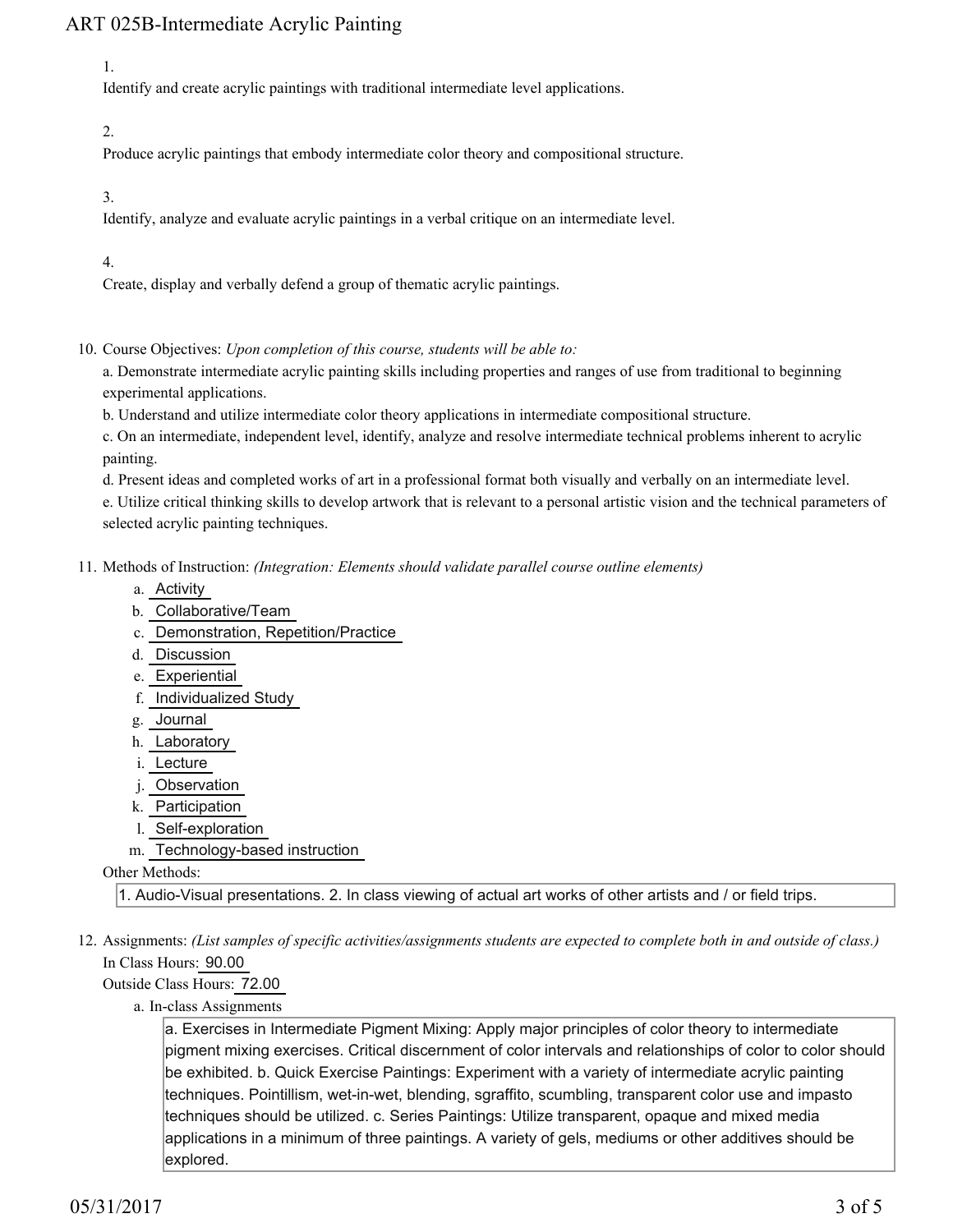1.
Identify and create acrylic paintings with traditional intermediate level applications.

2.
Produce acrylic paintings that embody intermediate color theory and compositional structure.

3.
Identify, analyze and evaluate acrylic paintings in a verbal critique on an intermediate level.

4.
Create, display and verbally defend a group of thematic acrylic paintings.

10. Course Objectives: *Upon completion of this course, students will be able to:*

a. Demonstrate intermediate acrylic painting skills including properties and ranges of use from traditional to beginning experimental applications.

b. Understand and utilize intermediate color theory applications in intermediate compositional structure.

c. On an intermediate, independent level, identify, analyze and resolve intermediate technical problems inherent to acrylic painting.

d. Present ideas and completed works of art in a professional format both visually and verbally on an intermediate level.

e. Utilize critical thinking skills to develop artwork that is relevant to a personal artistic vision and the technical parameters of selected acrylic painting techniques.

11. Methods of Instruction: *(Integration: Elements should validate parallel course outline elements)*

a. Activity
b. Collaborative/Team
c. Demonstration, Repetition/Practice
d. Discussion
e. Experiential
f. Individualized Study
g. Journal
h. Laboratory
i. Lecture
j. Observation
k. Participation
l. Self-exploration
m. Technology-based instruction

Other Methods:

1. Audio-Visual presentations. 2. In class viewing of actual art works of other artists and / or field trips.

12. Assignments: *(List samples of specific activities/assignments students are expected to complete both in and outside of class.)*

In Class Hours: 90.00

Outside Class Hours: 72.00

a. In-class Assignments

a. Exercises in Intermediate Pigment Mixing: Apply major principles of color theory to intermediate pigment mixing exercises. Critical discernment of color intervals and relationships of color to color should be exhibited. b. Quick Exercise Paintings: Experiment with a variety of intermediate acrylic painting techniques. Pointillism, wet-in-wet, blending, sgraffito, scumbling, transparent color use and impasto techniques should be utilized. c. Series Paintings: Utilize transparent, opaque and mixed media applications in a minimum of three paintings. A variety of gels, mediums or other additives should be explored.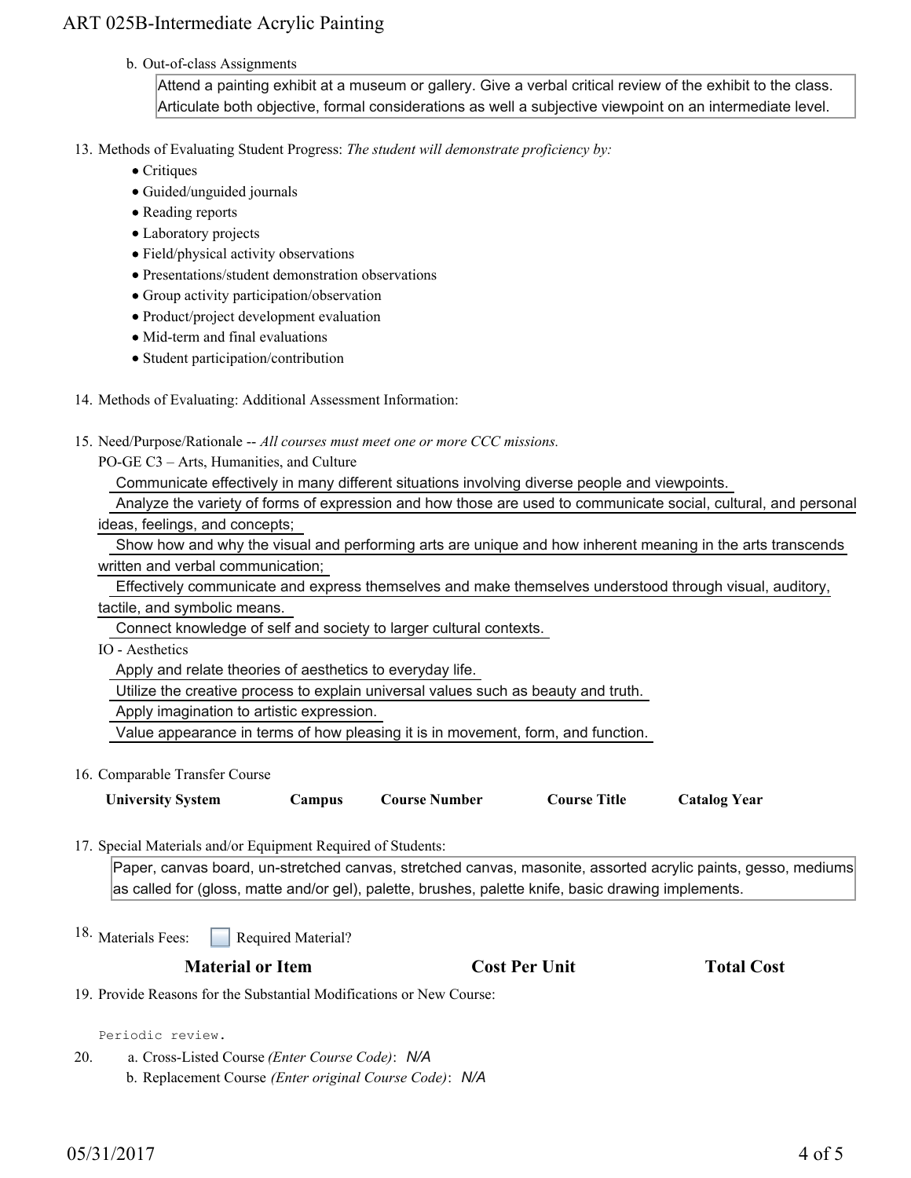b. Out-of-class Assignments

Attend a painting exhibit at a museum or gallery. Give a verbal critical review of the exhibit to the class. Articulate both objective, formal considerations as well a subjective viewpoint on an intermediate level.

13. Methods of Evaluating Student Progress: *The student will demonstrate proficiency by:*
    - Critiques
    - Guided/unguided journals
    - Reading reports
    - Laboratory projects
    - Field/physical activity observations
    - Presentations/student demonstration observations
    - Group activity participation/observation
    - Product/project development evaluation
    - Mid-term and final evaluations
    - Student participation/contribution

14. Methods of Evaluating: Additional Assessment Information:

15. Need/Purpose/Rationale -- *All courses must meet one or more CCC missions.*

    PO-GE C3 – Arts, Humanities, and Culture

    Communicate effectively in many different situations involving diverse people and viewpoints.

    Analyze the variety of forms of expression and how those are used to communicate social, cultural, and personal ideas, feelings, and concepts;

    Show how and why the visual and performing arts are unique and how inherent meaning in the arts transcends written and verbal communication;

    Effectively communicate and express themselves and make themselves understood through visual, auditory, tactile, and symbolic means.

    Connect knowledge of self and society to larger cultural contexts.

    IO - Aesthetics

    Apply and relate theories of aesthetics to everyday life.

    Utilize the creative process to explain universal values such as beauty and truth.

    Apply imagination to artistic expression.

    Value appearance in terms of how pleasing it is in movement, form, and function.

16. Comparable Transfer Course

| University System | Campus | Course Number | Course Title | Catalog Year |
|---|---|---|---|---|

17. Special Materials and/or Equipment Required of Students:

    Paper, canvas board, un-stretched canvas, stretched canvas, masonite, assorted acrylic paints, gesso, mediums as called for (gloss, matte and/or gel), palette, brushes, palette knife, basic drawing implements.

18. Materials Fees: ☐ Required Material?

| Material or Item | Cost Per Unit | Total Cost |
|---|---|---|

19. Provide Reasons for the Substantial Modifications or New Course:

    Periodic review.

20. a. Cross-Listed Course *(Enter Course Code)*: *N/A*

    b. Replacement Course *(Enter original Course Code)*: *N/A*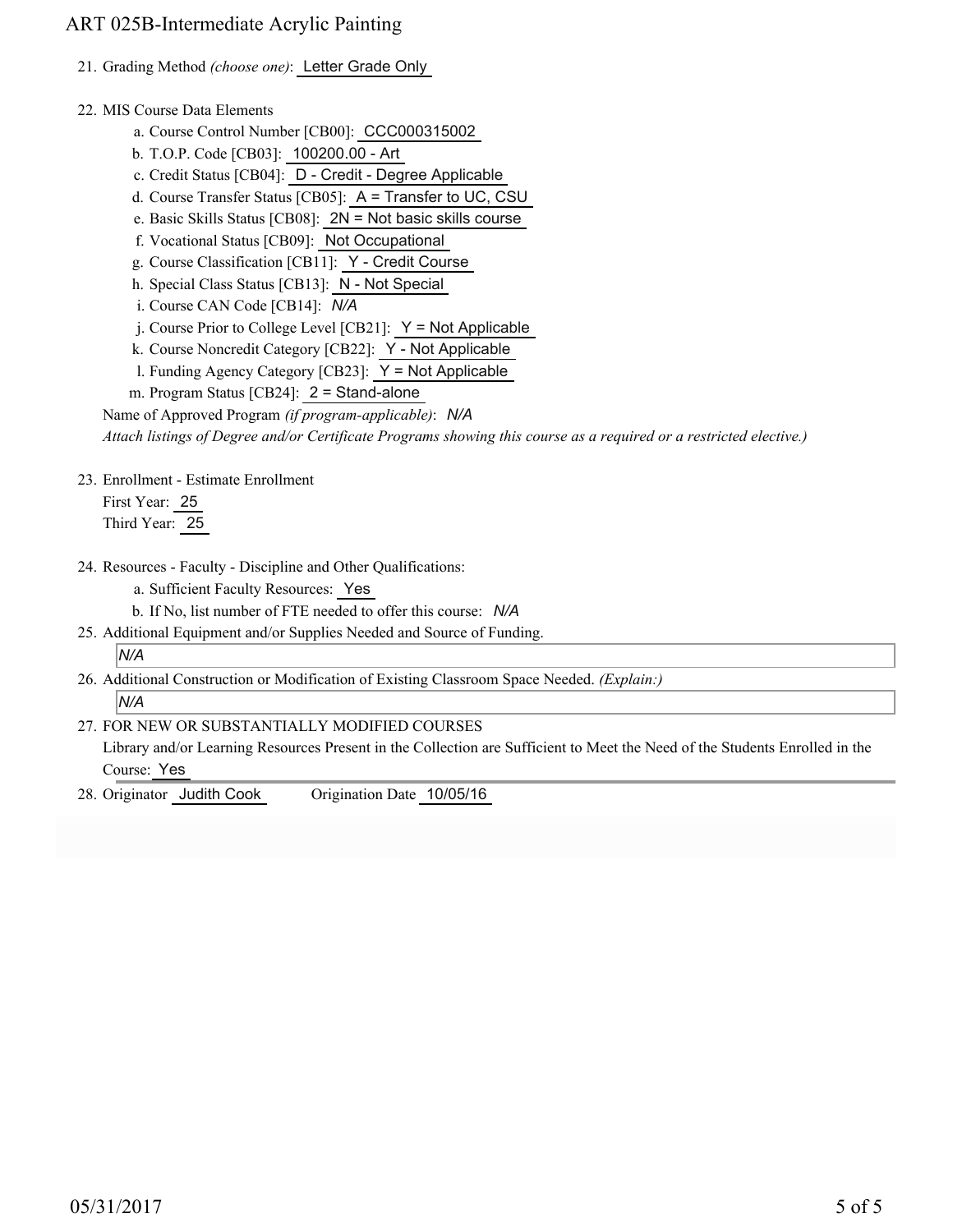21. Grading Method *(choose one)*: Letter Grade Only

22. MIS Course Data Elements
    a. Course Control Number [CB00]: CCC000315002
    b. T.O.P. Code [CB03]: 100200.00 - Art
    c. Credit Status [CB04]: D - Credit - Degree Applicable
    d. Course Transfer Status [CB05]: A = Transfer to UC, CSU
    e. Basic Skills Status [CB08]: 2N = Not basic skills course
    f. Vocational Status [CB09]: Not Occupational
    g. Course Classification [CB11]: Y - Credit Course
    h. Special Class Status [CB13]: N - Not Special
    i. Course CAN Code [CB14]: *N/A*
    j. Course Prior to College Level [CB21]: Y = Not Applicable
    k. Course Noncredit Category [CB22]: Y - Not Applicable
    l. Funding Agency Category [CB23]: Y = Not Applicable
    m. Program Status [CB24]: 2 = Stand-alone

    Name of Approved Program *(if program-applicable)*: *N/A*

    *Attach listings of Degree and/or Certificate Programs showing this course as a required or a restricted elective.)*

23. Enrollment - Estimate Enrollment
    First Year: 25
    Third Year: 25

24. Resources - Faculty - Discipline and Other Qualifications:
    a. Sufficient Faculty Resources: Yes
    b. If No, list number of FTE needed to offer this course: *N/A*

25. Additional Equipment and/or Supplies Needed and Source of Funding.
    *N/A*

26. Additional Construction or Modification of Existing Classroom Space Needed. *(Explain:)*
    *N/A*

27. FOR NEW OR SUBSTANTIALLY MODIFIED COURSES
    Library and/or Learning Resources Present in the Collection are Sufficient to Meet the Need of the Students Enrolled in the Course: Yes

28. Originator Judith Cook    Origination Date 10/05/16